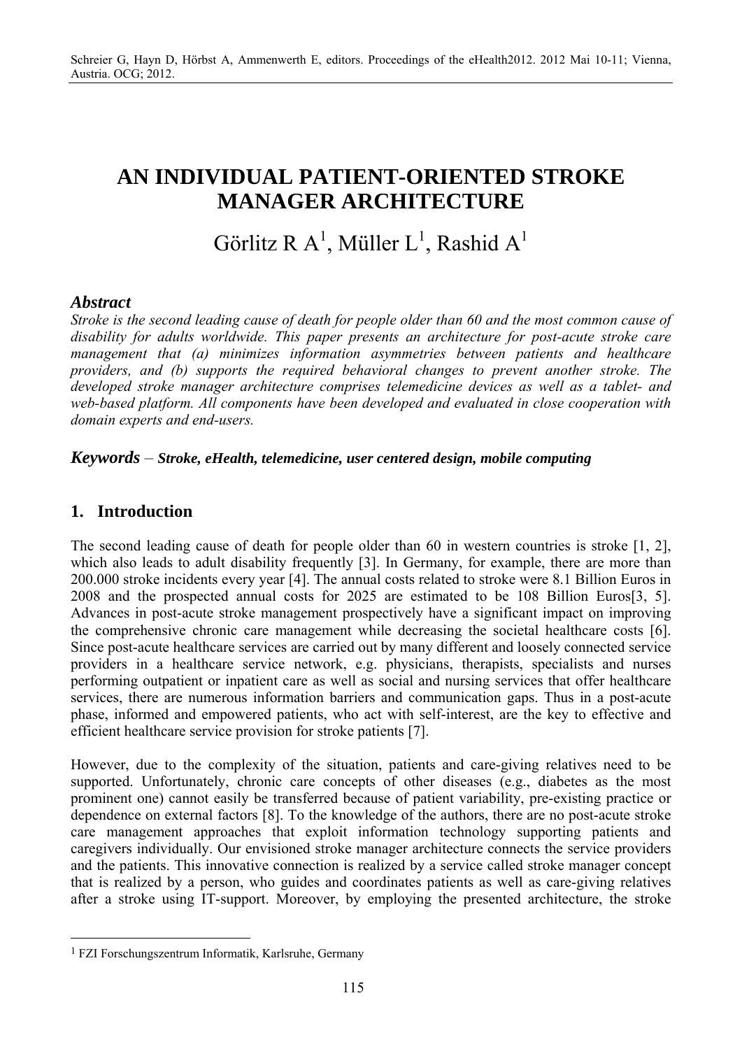# AN INDIVIDUAL PATIENT-ORIENTED STROKE MANAGER ARCHITECTURE

## Görlitz R A[1], Müller L[1], Rashid A[1]

### *Abstract*

*Stroke is the second leading cause of death for people older than 60 and the most common cause of disability for adults worldwide. This paper presents an architecture for post-acute stroke care management that (a) minimizes information asymmetries between patients and healthcare providers, and (b) supports the required behavioral changes to prevent another stroke. The developed stroke manager architecture comprises telemedicine devices as well as a tablet- and web-based platform. All components have been developed and evaluated in close cooperation with domain experts and end-users.*

***Keywords*** – ***Stroke, eHealth, telemedicine, user centered design, mobile computing***

## 1. Introduction

The second leading cause of death for people older than 60 in western countries is stroke [1, 2], which also leads to adult disability frequently [3]. In Germany, for example, there are more than 200.000 stroke incidents every year [4]. The annual costs related to stroke were 8.1 Billion Euros in 2008 and the prospected annual costs for 2025 are estimated to be 108 Billion Euros[3, 5]. Advances in post-acute stroke management prospectively have a significant impact on improving the comprehensive chronic care management while decreasing the societal healthcare costs [6]. Since post-acute healthcare services are carried out by many different and loosely connected service providers in a healthcare service network, e.g. physicians, therapists, specialists and nurses performing outpatient or inpatient care as well as social and nursing services that offer healthcare services, there are numerous information barriers and communication gaps. Thus in a post-acute phase, informed and empowered patients, who act with self-interest, are the key to effective and efficient healthcare service provision for stroke patients [7].

However, due to the complexity of the situation, patients and care-giving relatives need to be supported. Unfortunately, chronic care concepts of other diseases (e.g., diabetes as the most prominent one) cannot easily be transferred because of patient variability, pre-existing practice or dependence on external factors [8]. To the knowledge of the authors, there are no post-acute stroke care management approaches that exploit information technology supporting patients and caregivers individually. Our envisioned stroke manager architecture connects the service providers and the patients. This innovative connection is realized by a service called stroke manager concept that is realized by a person, who guides and coordinates patients as well as care-giving relatives after a stroke using IT-support. Moreover, by employing the presented architecture, the stroke

[1] FZI Forschungszentrum Informatik, Karlsruhe, Germany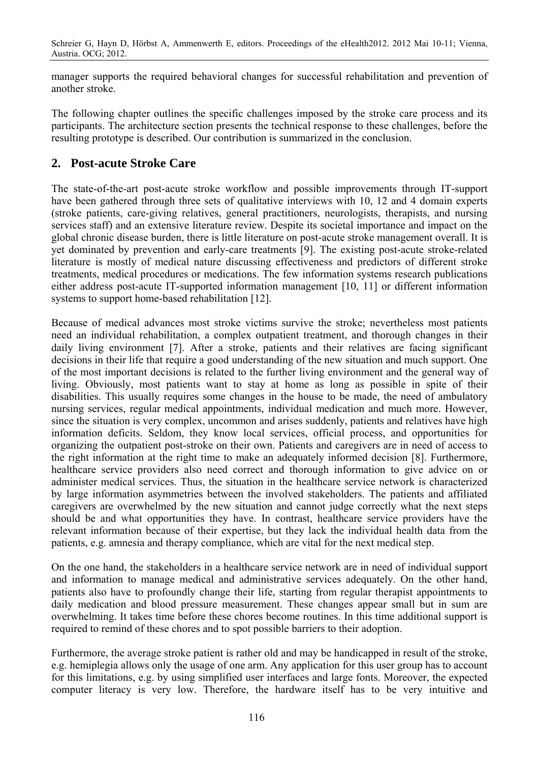manager supports the required behavioral changes for successful rehabilitation and prevention of another stroke.

The following chapter outlines the specific challenges imposed by the stroke care process and its participants. The architecture section presents the technical response to these challenges, before the resulting prototype is described. Our contribution is summarized in the conclusion.

## 2. Post-acute Stroke Care

The state-of-the-art post-acute stroke workflow and possible improvements through IT-support have been gathered through three sets of qualitative interviews with 10, 12 and 4 domain experts (stroke patients, care-giving relatives, general practitioners, neurologists, therapists, and nursing services staff) and an extensive literature review. Despite its societal importance and impact on the global chronic disease burden, there is little literature on post-acute stroke management overall. It is yet dominated by prevention and early-care treatments [9]. The existing post-acute stroke-related literature is mostly of medical nature discussing effectiveness and predictors of different stroke treatments, medical procedures or medications. The few information systems research publications either address post-acute IT-supported information management [10, 11] or different information systems to support home-based rehabilitation [12].

Because of medical advances most stroke victims survive the stroke; nevertheless most patients need an individual rehabilitation, a complex outpatient treatment, and thorough changes in their daily living environment [7]. After a stroke, patients and their relatives are facing significant decisions in their life that require a good understanding of the new situation and much support. One of the most important decisions is related to the further living environment and the general way of living. Obviously, most patients want to stay at home as long as possible in spite of their disabilities. This usually requires some changes in the house to be made, the need of ambulatory nursing services, regular medical appointments, individual medication and much more. However, since the situation is very complex, uncommon and arises suddenly, patients and relatives have high information deficits. Seldom, they know local services, official process, and opportunities for organizing the outpatient post-stroke on their own. Patients and caregivers are in need of access to the right information at the right time to make an adequately informed decision [8]. Furthermore, healthcare service providers also need correct and thorough information to give advice on or administer medical services. Thus, the situation in the healthcare service network is characterized by large information asymmetries between the involved stakeholders. The patients and affiliated caregivers are overwhelmed by the new situation and cannot judge correctly what the next steps should be and what opportunities they have. In contrast, healthcare service providers have the relevant information because of their expertise, but they lack the individual health data from the patients, e.g. amnesia and therapy compliance, which are vital for the next medical step.

On the one hand, the stakeholders in a healthcare service network are in need of individual support and information to manage medical and administrative services adequately. On the other hand, patients also have to profoundly change their life, starting from regular therapist appointments to daily medication and blood pressure measurement. These changes appear small but in sum are overwhelming. It takes time before these chores become routines. In this time additional support is required to remind of these chores and to spot possible barriers to their adoption.

Furthermore, the average stroke patient is rather old and may be handicapped in result of the stroke, e.g. hemiplegia allows only the usage of one arm. Any application for this user group has to account for this limitations, e.g. by using simplified user interfaces and large fonts. Moreover, the expected computer literacy is very low. Therefore, the hardware itself has to be very intuitive and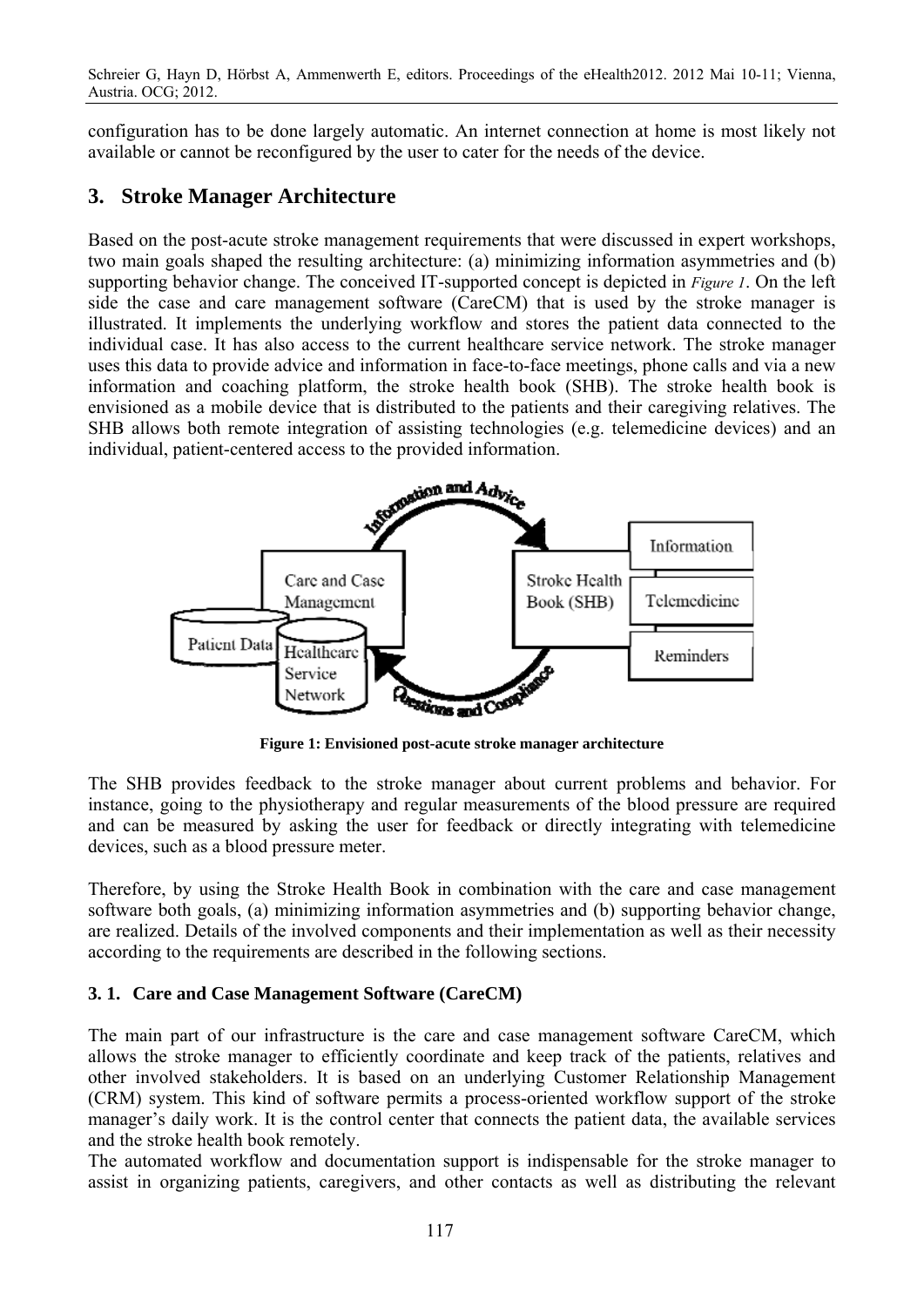configuration has to be done largely automatic. An internet connection at home is most likely not available or cannot be reconfigured by the user to cater for the needs of the device.

## 3. Stroke Manager Architecture

Based on the post-acute stroke management requirements that were discussed in expert workshops, two main goals shaped the resulting architecture: (a) minimizing information asymmetries and (b) supporting behavior change. The conceived IT-supported concept is depicted in *Figure 1*. On the left side the case and care management software (CareCM) that is used by the stroke manager is illustrated. It implements the underlying workflow and stores the patient data connected to the individual case. It has also access to the current healthcare service network. The stroke manager uses this data to provide advice and information in face-to-face meetings, phone calls and via a new information and coaching platform, the stroke health book (SHB). The stroke health book is envisioned as a mobile device that is distributed to the patients and their caregiving relatives. The SHB allows both remote integration of assisting technologies (e.g. telemedicine devices) and an individual, patient-centered access to the provided information.

**Figure 1: Envisioned post-acute stroke manager architecture**

The SHB provides feedback to the stroke manager about current problems and behavior. For instance, going to the physiotherapy and regular measurements of the blood pressure are required and can be measured by asking the user for feedback or directly integrating with telemedicine devices, such as a blood pressure meter.

Therefore, by using the Stroke Health Book in combination with the care and case management software both goals, (a) minimizing information asymmetries and (b) supporting behavior change, are realized. Details of the involved components and their implementation as well as their necessity according to the requirements are described in the following sections.

### 3. 1. Care and Case Management Software (CareCM)

The main part of our infrastructure is the care and case management software CareCM, which allows the stroke manager to efficiently coordinate and keep track of the patients, relatives and other involved stakeholders. It is based on an underlying Customer Relationship Management (CRM) system. This kind of software permits a process-oriented workflow support of the stroke manager's daily work. It is the control center that connects the patient data, the available services and the stroke health book remotely.

The automated workflow and documentation support is indispensable for the stroke manager to assist in organizing patients, caregivers, and other contacts as well as distributing the relevant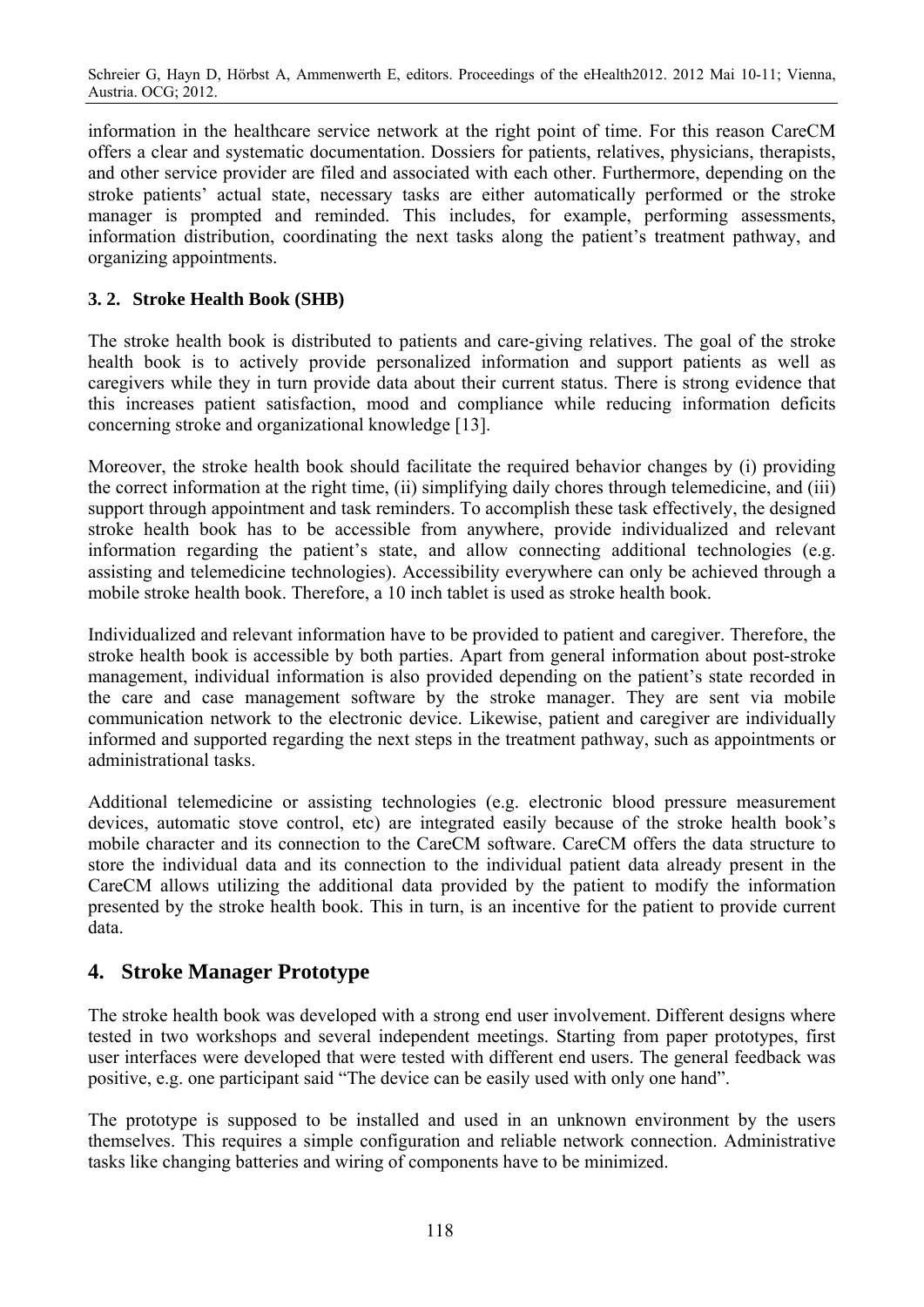information in the healthcare service network at the right point of time. For this reason CareCM offers a clear and systematic documentation. Dossiers for patients, relatives, physicians, therapists, and other service provider are filed and associated with each other. Furthermore, depending on the stroke patients' actual state, necessary tasks are either automatically performed or the stroke manager is prompted and reminded. This includes, for example, performing assessments, information distribution, coordinating the next tasks along the patient's treatment pathway, and organizing appointments.

### 3. 2. Stroke Health Book (SHB)

The stroke health book is distributed to patients and care-giving relatives. The goal of the stroke health book is to actively provide personalized information and support patients as well as caregivers while they in turn provide data about their current status. There is strong evidence that this increases patient satisfaction, mood and compliance while reducing information deficits concerning stroke and organizational knowledge [13].

Moreover, the stroke health book should facilitate the required behavior changes by (i) providing the correct information at the right time, (ii) simplifying daily chores through telemedicine, and (iii) support through appointment and task reminders. To accomplish these task effectively, the designed stroke health book has to be accessible from anywhere, provide individualized and relevant information regarding the patient's state, and allow connecting additional technologies (e.g. assisting and telemedicine technologies). Accessibility everywhere can only be achieved through a mobile stroke health book. Therefore, a 10 inch tablet is used as stroke health book.

Individualized and relevant information have to be provided to patient and caregiver. Therefore, the stroke health book is accessible by both parties. Apart from general information about post-stroke management, individual information is also provided depending on the patient's state recorded in the care and case management software by the stroke manager. They are sent via mobile communication network to the electronic device. Likewise, patient and caregiver are individually informed and supported regarding the next steps in the treatment pathway, such as appointments or administrational tasks.

Additional telemedicine or assisting technologies (e.g. electronic blood pressure measurement devices, automatic stove control, etc) are integrated easily because of the stroke health book's mobile character and its connection to the CareCM software. CareCM offers the data structure to store the individual data and its connection to the individual patient data already present in the CareCM allows utilizing the additional data provided by the patient to modify the information presented by the stroke health book. This in turn, is an incentive for the patient to provide current data.

## 4. Stroke Manager Prototype

The stroke health book was developed with a strong end user involvement. Different designs where tested in two workshops and several independent meetings. Starting from paper prototypes, first user interfaces were developed that were tested with different end users. The general feedback was positive, e.g. one participant said "The device can be easily used with only one hand".

The prototype is supposed to be installed and used in an unknown environment by the users themselves. This requires a simple configuration and reliable network connection. Administrative tasks like changing batteries and wiring of components have to be minimized.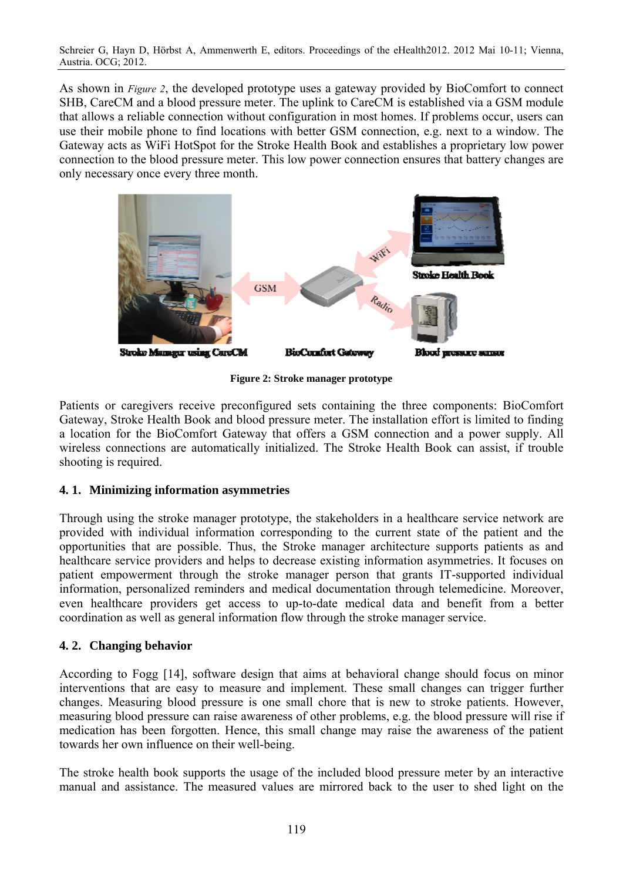As shown in *Figure 2*, the developed prototype uses a gateway provided by BioComfort to connect SHB, CareCM and a blood pressure meter. The uplink to CareCM is established via a GSM module that allows a reliable connection without configuration in most homes. If problems occur, users can use their mobile phone to find locations with better GSM connection, e.g. next to a window. The Gateway acts as WiFi HotSpot for the Stroke Health Book and establishes a proprietary low power connection to the blood pressure meter. This low power connection ensures that battery changes are only necessary once every three month.

**Figure 2: Stroke manager prototype**

Patients or caregivers receive preconfigured sets containing the three components: BioComfort Gateway, Stroke Health Book and blood pressure meter. The installation effort is limited to finding a location for the BioComfort Gateway that offers a GSM connection and a power supply. All wireless connections are automatically initialized. The Stroke Health Book can assist, if trouble shooting is required.

### 4. 1. Minimizing information asymmetries

Through using the stroke manager prototype, the stakeholders in a healthcare service network are provided with individual information corresponding to the current state of the patient and the opportunities that are possible. Thus, the Stroke manager architecture supports patients as and healthcare service providers and helps to decrease existing information asymmetries. It focuses on patient empowerment through the stroke manager person that grants IT-supported individual information, personalized reminders and medical documentation through telemedicine. Moreover, even healthcare providers get access to up-to-date medical data and benefit from a better coordination as well as general information flow through the stroke manager service.

### 4. 2. Changing behavior

According to Fogg [14], software design that aims at behavioral change should focus on minor interventions that are easy to measure and implement. These small changes can trigger further changes. Measuring blood pressure is one small chore that is new to stroke patients. However, measuring blood pressure can raise awareness of other problems, e.g. the blood pressure will rise if medication has been forgotten. Hence, this small change may raise the awareness of the patient towards her own influence on their well-being.

The stroke health book supports the usage of the included blood pressure meter by an interactive manual and assistance. The measured values are mirrored back to the user to shed light on the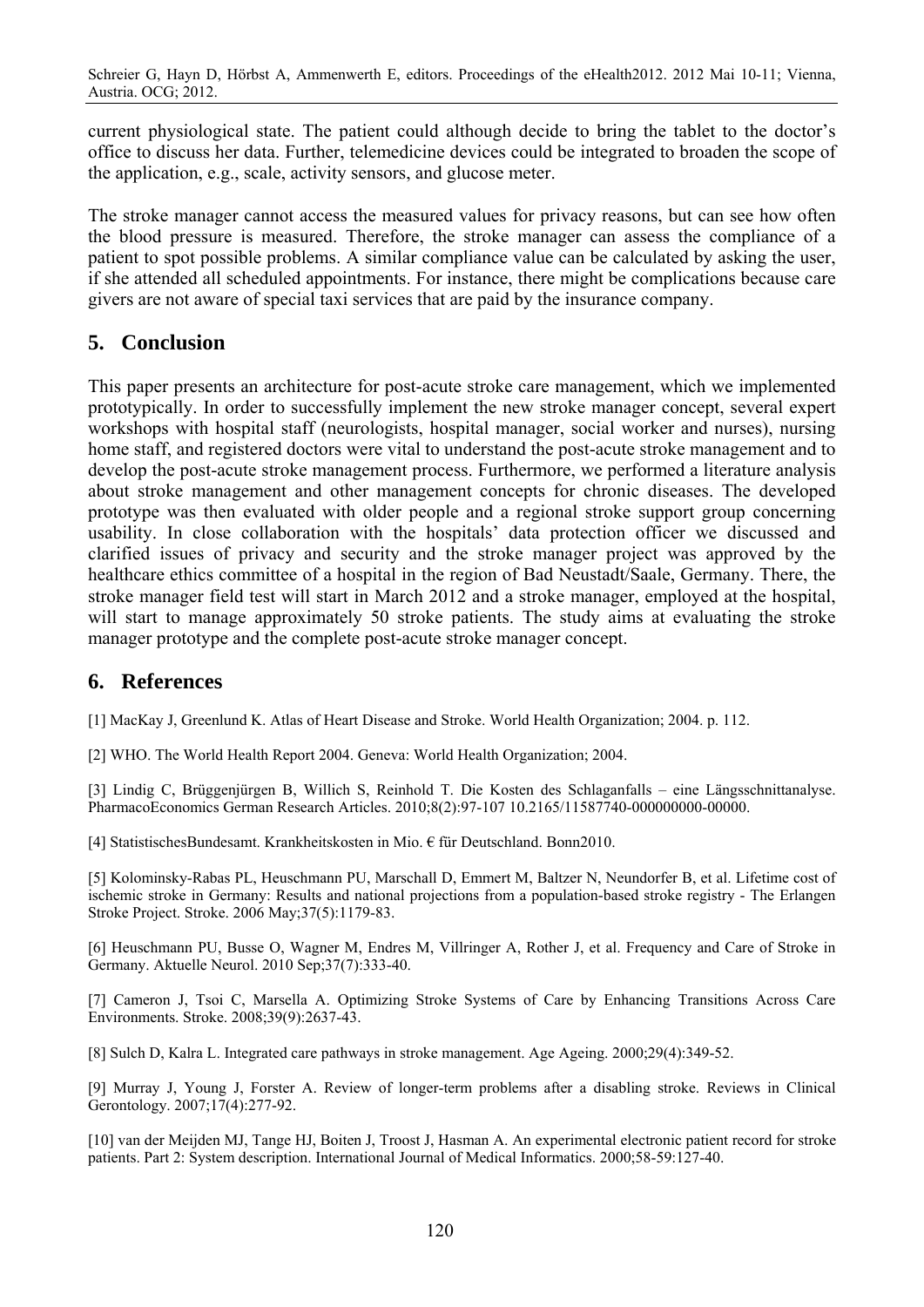current physiological state. The patient could although decide to bring the tablet to the doctor's office to discuss her data. Further, telemedicine devices could be integrated to broaden the scope of the application, e.g., scale, activity sensors, and glucose meter.

The stroke manager cannot access the measured values for privacy reasons, but can see how often the blood pressure is measured. Therefore, the stroke manager can assess the compliance of a patient to spot possible problems. A similar compliance value can be calculated by asking the user, if she attended all scheduled appointments. For instance, there might be complications because care givers are not aware of special taxi services that are paid by the insurance company.

## 5. Conclusion

This paper presents an architecture for post-acute stroke care management, which we implemented prototypically. In order to successfully implement the new stroke manager concept, several expert workshops with hospital staff (neurologists, hospital manager, social worker and nurses), nursing home staff, and registered doctors were vital to understand the post-acute stroke management and to develop the post-acute stroke management process. Furthermore, we performed a literature analysis about stroke management and other management concepts for chronic diseases. The developed prototype was then evaluated with older people and a regional stroke support group concerning usability. In close collaboration with the hospitals' data protection officer we discussed and clarified issues of privacy and security and the stroke manager project was approved by the healthcare ethics committee of a hospital in the region of Bad Neustadt/Saale, Germany. There, the stroke manager field test will start in March 2012 and a stroke manager, employed at the hospital, will start to manage approximately 50 stroke patients. The study aims at evaluating the stroke manager prototype and the complete post-acute stroke manager concept.

## 6. References

[1] MacKay J, Greenlund K. Atlas of Heart Disease and Stroke. World Health Organization; 2004. p. 112.

[2] WHO. The World Health Report 2004. Geneva: World Health Organization; 2004.

[3] Lindig C, Brüggenjürgen B, Willich S, Reinhold T. Die Kosten des Schlaganfalls – eine Längsschnittanalyse. PharmacoEconomics German Research Articles. 2010;8(2):97-107 10.2165/11587740-000000000-00000.

[4] StatistischesBundesamt. Krankheitskosten in Mio. € für Deutschland. Bonn2010.

[5] Kolominsky-Rabas PL, Heuschmann PU, Marschall D, Emmert M, Baltzer N, Neundorfer B, et al. Lifetime cost of ischemic stroke in Germany: Results and national projections from a population-based stroke registry - The Erlangen Stroke Project. Stroke. 2006 May;37(5):1179-83.

[6] Heuschmann PU, Busse O, Wagner M, Endres M, Villringer A, Rother J, et al. Frequency and Care of Stroke in Germany. Aktuelle Neurol. 2010 Sep;37(7):333-40.

[7] Cameron J, Tsoi C, Marsella A. Optimizing Stroke Systems of Care by Enhancing Transitions Across Care Environments. Stroke. 2008;39(9):2637-43.

[8] Sulch D, Kalra L. Integrated care pathways in stroke management. Age Ageing. 2000;29(4):349-52.

[9] Murray J, Young J, Forster A. Review of longer-term problems after a disabling stroke. Reviews in Clinical Gerontology. 2007;17(4):277-92.

[10] van der Meijden MJ, Tange HJ, Boiten J, Troost J, Hasman A. An experimental electronic patient record for stroke patients. Part 2: System description. International Journal of Medical Informatics. 2000;58-59:127-40.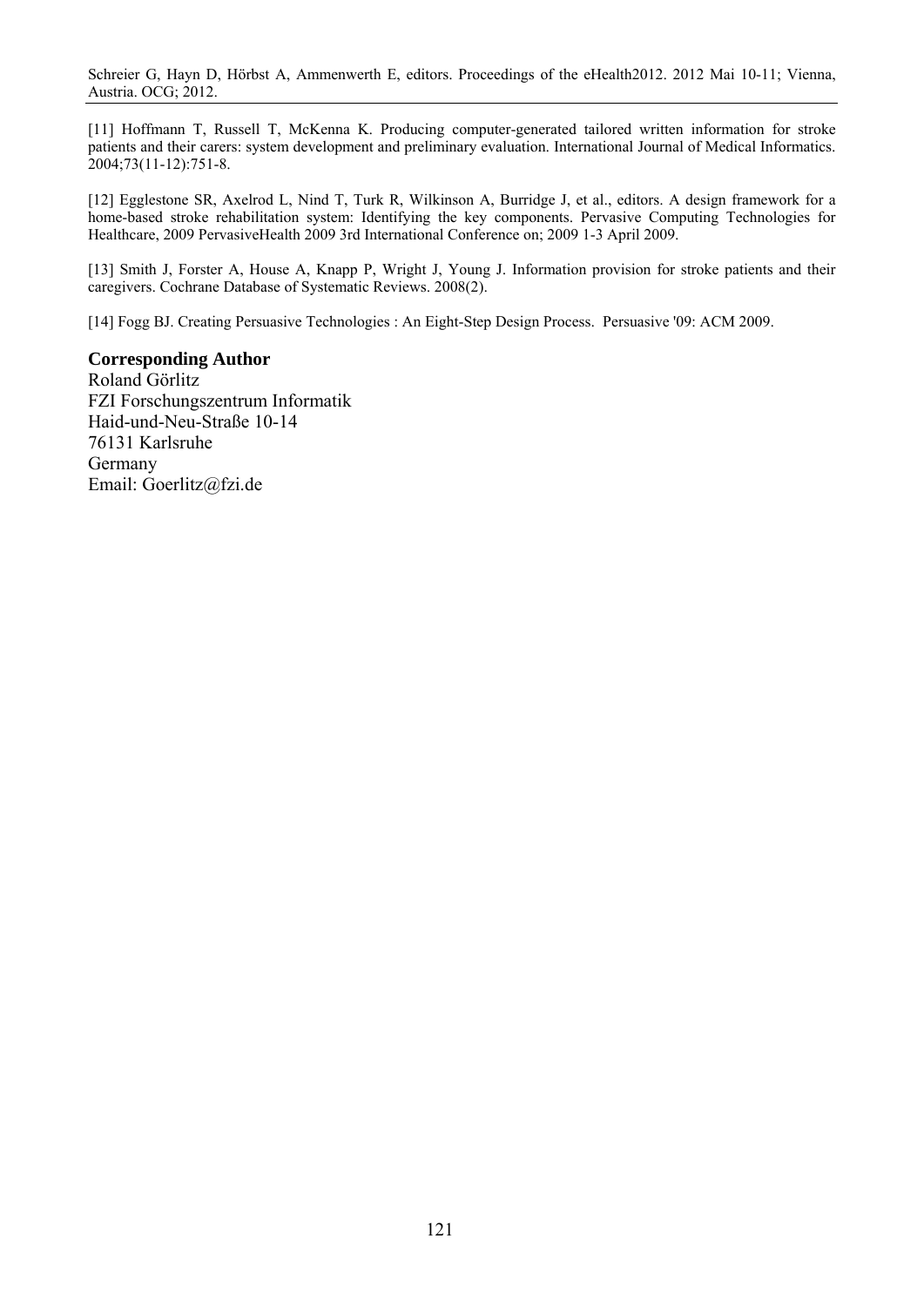[11] Hoffmann T, Russell T, McKenna K. Producing computer-generated tailored written information for stroke patients and their carers: system development and preliminary evaluation. International Journal of Medical Informatics. 2004;73(11-12):751-8.

[12] Egglestone SR, Axelrod L, Nind T, Turk R, Wilkinson A, Burridge J, et al., editors. A design framework for a home-based stroke rehabilitation system: Identifying the key components. Pervasive Computing Technologies for Healthcare, 2009 PervasiveHealth 2009 3rd International Conference on; 2009 1-3 April 2009.

[13] Smith J, Forster A, House A, Knapp P, Wright J, Young J. Information provision for stroke patients and their caregivers. Cochrane Database of Systematic Reviews. 2008(2).

[14] Fogg BJ. Creating Persuasive Technologies : An Eight-Step Design Process. Persuasive '09: ACM 2009.

**Corresponding Author**

Roland Görlitz
FZI Forschungszentrum Informatik
Haid-und-Neu-Straße 10-14
76131 Karlsruhe
Germany
Email: Goerlitz@fzi.de